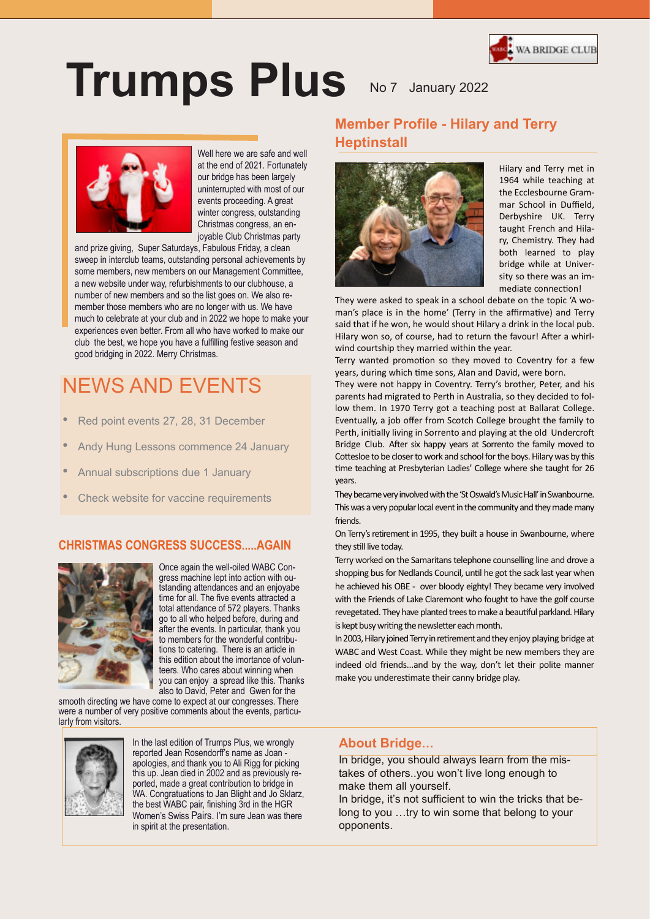# Trumps Plus

No 7 January 2022

WA BRIDGE CLUB

Well here we are safe and well at the end of 2021. Fortunately our bridge has been largely uninterrupted with most of our events proceeding. A great winter congress, outstanding Christmas congress, an enjoyable Club Christmas party and prize giving, Super Saturdays, Fabulous Friday, a clean sweep in interclub teams, outstanding personal achievements by some members, new members on our Management Committee, a new website under way, refurbishments to our clubhouse, a number of new members and so the list goes on. We also remember those members who are no longer with us. We have much to celebrate at your club and in 2022 we hope to make your experiences even better. From all who have worked to make our club the best, we hope you have a fulfilling festive season and good bridging in 2022. Merry Christmas.

## NEWS AND EVENTS

- Red point events 27, 28, 31 December
- Andy Hung Lessons commence 24 January
- Annual subscriptions due 1 January
- Check website for vaccine requirements

## CHRISTMAS CONGRESS SUCCESS.....AGAIN

Once again the well-oiled WABC Congress machine lept into action with outstanding attendances and an enjoyabe time for all. The five events attracted a total attendance of 572 players. Thanks go to all who helped before, during and after the events. In particular, thank you to members for the wonderful contributions to catering. There is an article in this edition about the imortance of volunteers. Who cares about winning when you can enjoy a spread like this. Thanks also to David, Peter and Gwen for the smooth directing we have come to expect at our congresses. There were a number of very positive comments about the events, particularly from visitors.

In the last edition of Trumps Plus, we wrongly reported Jean Rosendorff's name as Joan - apologies, and thank you to Ali Rigg for picking this up. Jean died in 2002 and as previously reported, made a great contribution to bridge in WA. Congratuations to Jan Blight and Jo Sklarz, the best WABC pair, finishing 3rd in the HGR Women's Swiss Pairs. I'm sure Jean was there in spirit at the presentation.

## Member Profile - Hilary and Terry Heptinstall

Hilary and Terry met in 1964 while teaching at the Ecclesbourne Grammar School in Duffield, Derbyshire UK. Terry taught French and Hilary, Chemistry. They had both learned to play bridge while at University so there was an immediate connection!

They were asked to speak in a school debate on the topic 'A woman's place is in the home' (Terry in the affirmative) and Terry said that if he won, he would shout Hilary a drink in the local pub. Hilary won so, of course, had to return the favour! After a whirlwind courtship they married within the year.

Terry wanted promotion so they moved to Coventry for a few years, during which time sons, Alan and David, were born.

They were not happy in Coventry. Terry's brother, Peter, and his parents had migrated to Perth in Australia, so they decided to follow them. In 1970 Terry got a teaching post at Ballarat College. Eventually, a job offer from Scotch College brought the family to Perth, initially living in Sorrento and playing at the old Undercroft Bridge Club. After six happy years at Sorrento the family moved to Cottesloe to be closer to work and school for the boys. Hilary was by this time teaching at Presbyterian Ladies' College where she taught for 26 years.

They became very involved with the 'St Oswald's Music Hall' in Swanbourne. This was a very popular local event in the community and they made many friends.

On Terry's retirement in 1995, they built a house in Swanbourne, where they still live today.

Terry worked on the Samaritans telephone counselling line and drove a shopping bus for Nedlands Council, until he got the sack last year when he achieved his OBE - over bloody eighty! They became very involved with the Friends of Lake Claremont who fought to have the golf course revegetated. They have planted trees to make a beautiful parkland. Hilary is kept busy writing the newsletter each month.

In 2003, Hilary joined Terry in retirement and they enjoy playing bridge at WABC and West Coast. While they might be new members they are indeed old friends...and by the way, don't let their polite manner make you underestimate their canny bridge play.

## About Bridge...

In bridge, you should always learn from the mistakes of others..you won't live long enough to make them all yourself.

In bridge, it's not sufficient to win the tricks that belong to you …try to win some that belong to your opponents.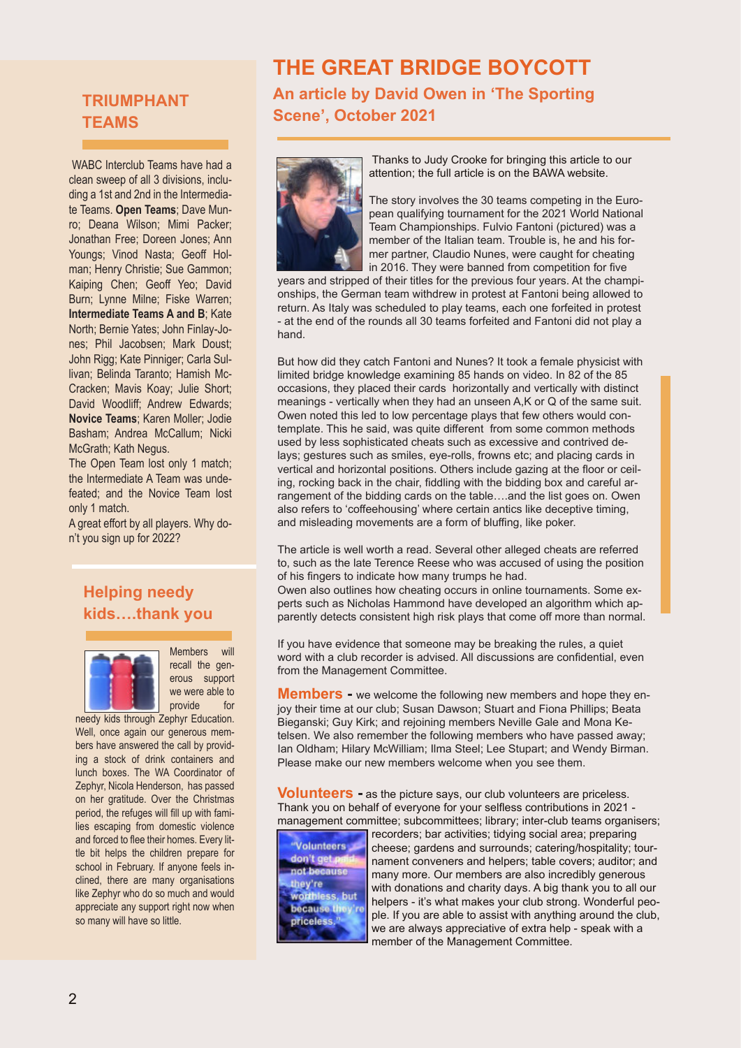## TRIUMPHANT TEAMS

WABC Interclub Teams have had a clean sweep of all 3 divisions, including a 1st and 2nd in the Intermediate Teams. **Open Teams**; Dave Munro; Deana Wilson; Mimi Packer; Jonathan Free; Doreen Jones; Ann Youngs; Vinod Nasta; Geoff Holman; Henry Christie; Sue Gammon; Kaiping Chen; Geoff Yeo; David Burn; Lynne Milne; Fiske Warren; **Intermediate Teams A and B**; Kate North; Bernie Yates; John Finlay-Jones; Phil Jacobsen; Mark Doust; John Rigg; Kate Pinniger; Carla Sullivan; Belinda Taranto; Hamish McCracken; Mavis Koay; Julie Short; David Woodliff; Andrew Edwards; **Novice Teams**; Karen Moller; Jodie Basham; Andrea McCallum; Nicki McGrath; Kath Negus.

The Open Team lost only 1 match; the Intermediate A Team was undefeated; and the Novice Team lost only 1 match.

A great effort by all players. Why don't you sign up for 2022?

## Helping needy kids….thank you

Members will recall the generous support we were able to provide for needy kids through Zephyr Education. Well, once again our generous members have answered the call by providing a stock of drink containers and lunch boxes. The WA Coordinator of Zephyr, Nicola Henderson, has passed on her gratitude. Over the Christmas period, the refuges will fill up with families escaping from domestic violence and forced to flee their homes. Every little bit helps the children prepare for school in February. If anyone feels inclined, there are many organisations like Zephyr who do so much and would appreciate any support right now when so many will have so little.

# THE GREAT BRIDGE BOYCOTT

### An article by David Owen in 'The Sporting Scene', October 2021

Thanks to Judy Crooke for bringing this article to our attention; the full article is on the BAWA website.

The story involves the 30 teams competing in the European qualifying tournament for the 2021 World National Team Championships. Fulvio Fantoni (pictured) was a member of the Italian team. Trouble is, he and his former partner, Claudio Nunes, were caught for cheating in 2016. They were banned from competition for five years and stripped of their titles for the previous four years. At the championships, the German team withdrew in protest at Fantoni being allowed to return. As Italy was scheduled to play teams, each one forfeited in protest - at the end of the rounds all 30 teams forfeited and Fantoni did not play a hand.

But how did they catch Fantoni and Nunes? It took a female physicist with limited bridge knowledge examining 85 hands on video. In 82 of the 85 occasions, they placed their cards horizontally and vertically with distinct meanings - vertically when they had an unseen A,K or Q of the same suit. Owen noted this led to low percentage plays that few others would contemplate. This he said, was quite different from some common methods used by less sophisticated cheats such as excessive and contrived delays; gestures such as smiles, eye-rolls, frowns etc; and placing cards in vertical and horizontal positions. Others include gazing at the floor or ceiling, rocking back in the chair, fiddling with the bidding box and careful arrangement of the bidding cards on the table….and the list goes on. Owen also refers to 'coffeehousing' where certain antics like deceptive timing, and misleading movements are a form of bluffing, like poker.

The article is well worth a read. Several other alleged cheats are referred to, such as the late Terence Reese who was accused of using the position of his fingers to indicate how many trumps he had.
Owen also outlines how cheating occurs in online tournaments. Some experts such as Nicholas Hammond have developed an algorithm which apparently detects consistent high risk plays that come off more than normal.

If you have evidence that someone may be breaking the rules, a quiet word with a club recorder is advised. All discussions are confidential, even from the Management Committee.

**Members** - we welcome the following new members and hope they enjoy their time at our club; Susan Dawson; Stuart and Fiona Phillips; Beata Bieganski; Guy Kirk; and rejoining members Neville Gale and Mona Ketelsen. We also remember the following members who have passed away; Ian Oldham; Hilary McWilliam; Ilma Steel; Lee Stupart; and Wendy Birman. Please make our new members welcome when you see them.

**Volunteers** - as the picture says, our club volunteers are priceless. Thank you on behalf of everyone for your selfless contributions in 2021 - management committee; subcommittees; library; inter-club teams organisers; recorders; bar activities; tidying social area; preparing cheese; gardens and surrounds; catering/hospitality; tournament conveners and helpers; table covers; auditor; and many more. Our members are also incredibly generous with donations and charity days. A big thank you to all our helpers - it's what makes your club strong. Wonderful people. If you are able to assist with anything around the club, we are always appreciative of extra help - speak with a member of the Management Committee.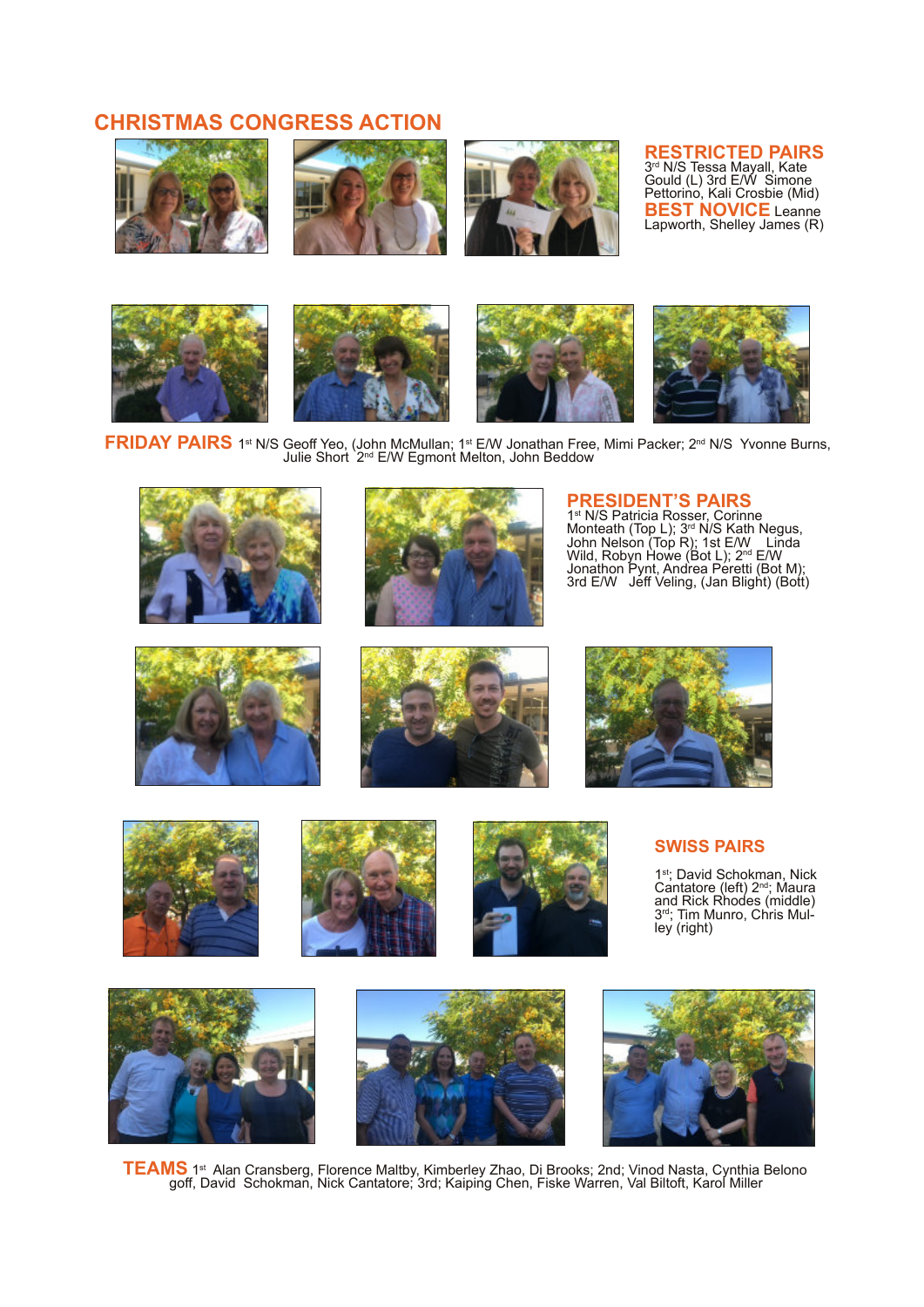# CHRISTMAS CONGRESS ACTION

## RESTRICTED PAIRS

3rd N/S Tessa Mayall, Kate Gould (L) 3rd E/W Simone Pettorino, Kali Crosbie (Mid)

## BEST NOVICE

Leanne Lapworth, Shelley James (R)

## FRIDAY PAIRS

1st N/S Geoff Yeo, (John McMullan; 1st E/W Jonathan Free, Mimi Packer; 2nd N/S Yvonne Burns, Julie Short 2nd E/W Egmont Melton, John Beddow

## PRESIDENT'S PAIRS

1st N/S Patricia Rosser, Corinne Monteath (Top L); 3rd N/S Kath Negus, John Nelson (Top R); 1st E/W Linda Wild, Robyn Howe (Bot L); 2nd E/W Jonathon Pynt, Andrea Peretti (Bot M); 3rd E/W Jeff Veling, (Jan Blight) (Bott)

## SWISS PAIRS

1st; David Schokman, Nick Cantatore (left) 2nd; Maura and Rick Rhodes (middle) 3rd; Tim Munro, Chris Mulley (right)

## TEAMS

1st Alan Cransberg, Florence Maltby, Kimberley Zhao, Di Brooks; 2nd; Vinod Nasta, Cynthia Belonogoff, David Schokman, Nick Cantatore; 3rd; Kaiping Chen, Fiske Warren, Val Biltoft, Karol Miller